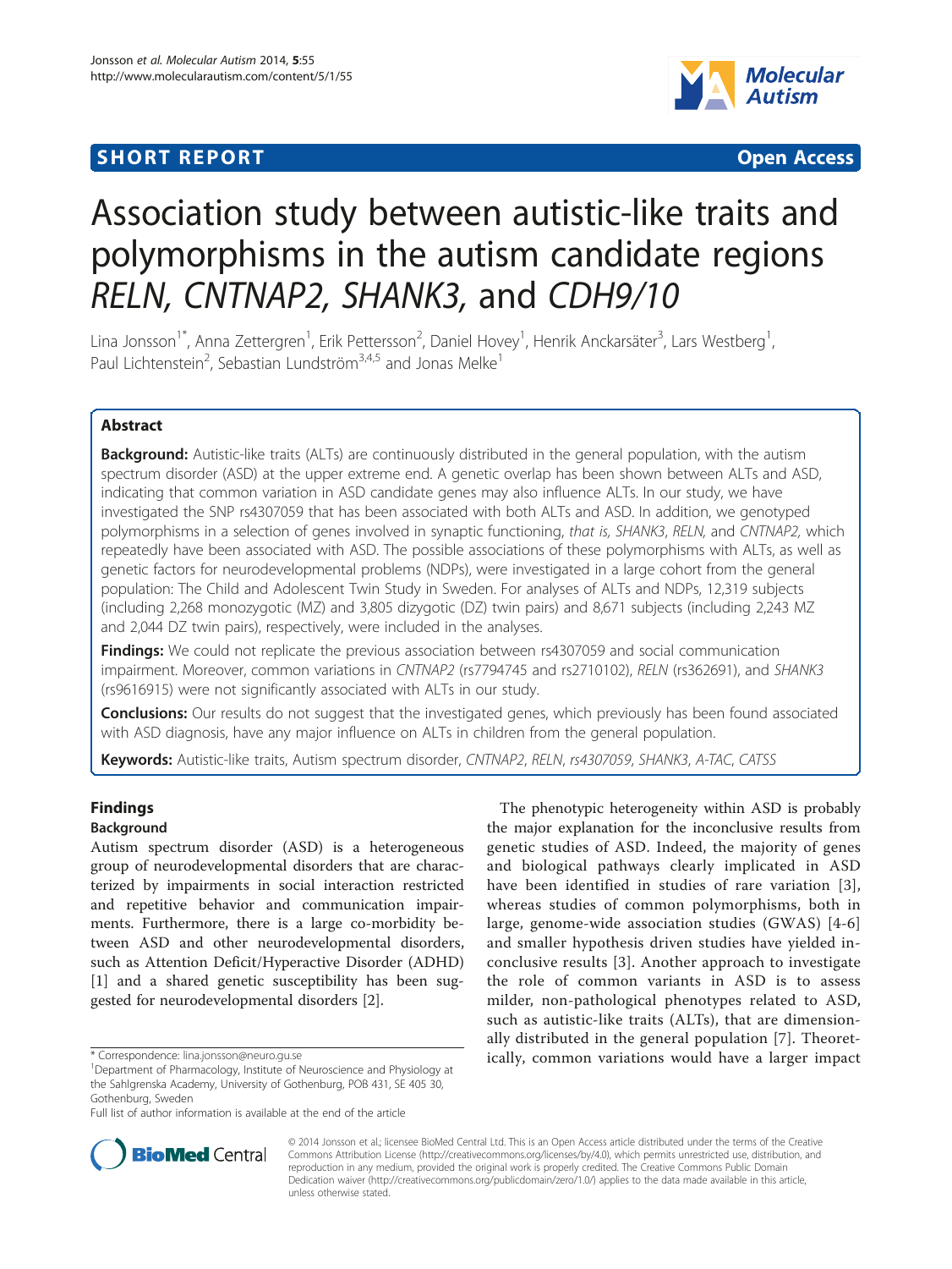**SHORT REPORT** **Open Access**

# Association study between autistic-like traits and polymorphisms in the autism candidate regions *RELN, CNTNAP2, SHANK3,* and *CDH9/10*

Lina Jonsson[1*], Anna Zettergren[1], Erik Pettersson[2], Daniel Hovey[1], Henrik Anckarsäter[3], Lars Westberg[1], Paul Lichtenstein[2], Sebastian Lundström[3,4,5] and Jonas Melke[1]

## Abstract

**Background:** Autistic-like traits (ALTs) are continuously distributed in the general population, with the autism spectrum disorder (ASD) at the upper extreme end. A genetic overlap has been shown between ALTs and ASD, indicating that common variation in ASD candidate genes may also influence ALTs. In our study, we have investigated the SNP rs4307059 that has been associated with both ALTs and ASD. In addition, we genotyped polymorphisms in a selection of genes involved in synaptic functioning, *that is, SHANK3*, *RELN*, and *CNTNAP2,* which repeatedly have been associated with ASD. The possible associations of these polymorphisms with ALTs, as well as genetic factors for neurodevelopmental problems (NDPs), were investigated in a large cohort from the general population: The Child and Adolescent Twin Study in Sweden. For analyses of ALTs and NDPs, 12,319 subjects (including 2,268 monozygotic (MZ) and 3,805 dizygotic (DZ) twin pairs) and 8,671 subjects (including 2,243 MZ and 2,044 DZ twin pairs), respectively, were included in the analyses.

**Findings:** We could not replicate the previous association between rs4307059 and social communication impairment. Moreover, common variations in *CNTNAP2* (rs7794745 and rs2710102), *RELN* (rs362691), and *SHANK3* (rs9616915) were not significantly associated with ALTs in our study.

**Conclusions:** Our results do not suggest that the investigated genes, which previously has been found associated with ASD diagnosis, have any major influence on ALTs in children from the general population.

**Keywords:** Autistic-like traits, Autism spectrum disorder, *CNTNAP2*, *RELN*, *rs4307059*, *SHANK3*, *A-TAC*, *CATSS*

## Findings

### Background

Autism spectrum disorder (ASD) is a heterogeneous group of neurodevelopmental disorders that are characterized by impairments in social interaction restricted and repetitive behavior and communication impairments. Furthermore, there is a large co-morbidity between ASD and other neurodevelopmental disorders, such as Attention Deficit/Hyperactive Disorder (ADHD) [1] and a shared genetic susceptibility has been suggested for neurodevelopmental disorders [2].

The phenotypic heterogeneity within ASD is probably the major explanation for the inconclusive results from genetic studies of ASD. Indeed, the majority of genes and biological pathways clearly implicated in ASD have been identified in studies of rare variation [3], whereas studies of common polymorphisms, both in large, genome-wide association studies (GWAS) [4-6] and smaller hypothesis driven studies have yielded inconclusive results [3]. Another approach to investigate the role of common variants in ASD is to assess milder, non-pathological phenotypes related to ASD, such as autistic-like traits (ALTs), that are dimensionally distributed in the general population [7]. Theoretically, common variations would have a larger impact

\* Correspondence: lina.jonsson@neuro.gu.se
[1]Department of Pharmacology, Institute of Neuroscience and Physiology at the Sahlgrenska Academy, University of Gothenburg, POB 431, SE 405 30, Gothenburg, Sweden
Full list of author information is available at the end of the article

© 2014 Jonsson et al.; licensee BioMed Central Ltd. This is an Open Access article distributed under the terms of the Creative Commons Attribution License (http://creativecommons.org/licenses/by/4.0), which permits unrestricted use, distribution, and reproduction in any medium, provided the original work is properly credited. The Creative Commons Public Domain Dedication waiver (http://creativecommons.org/publicdomain/zero/1.0/) applies to the data made available in this article, unless otherwise stated.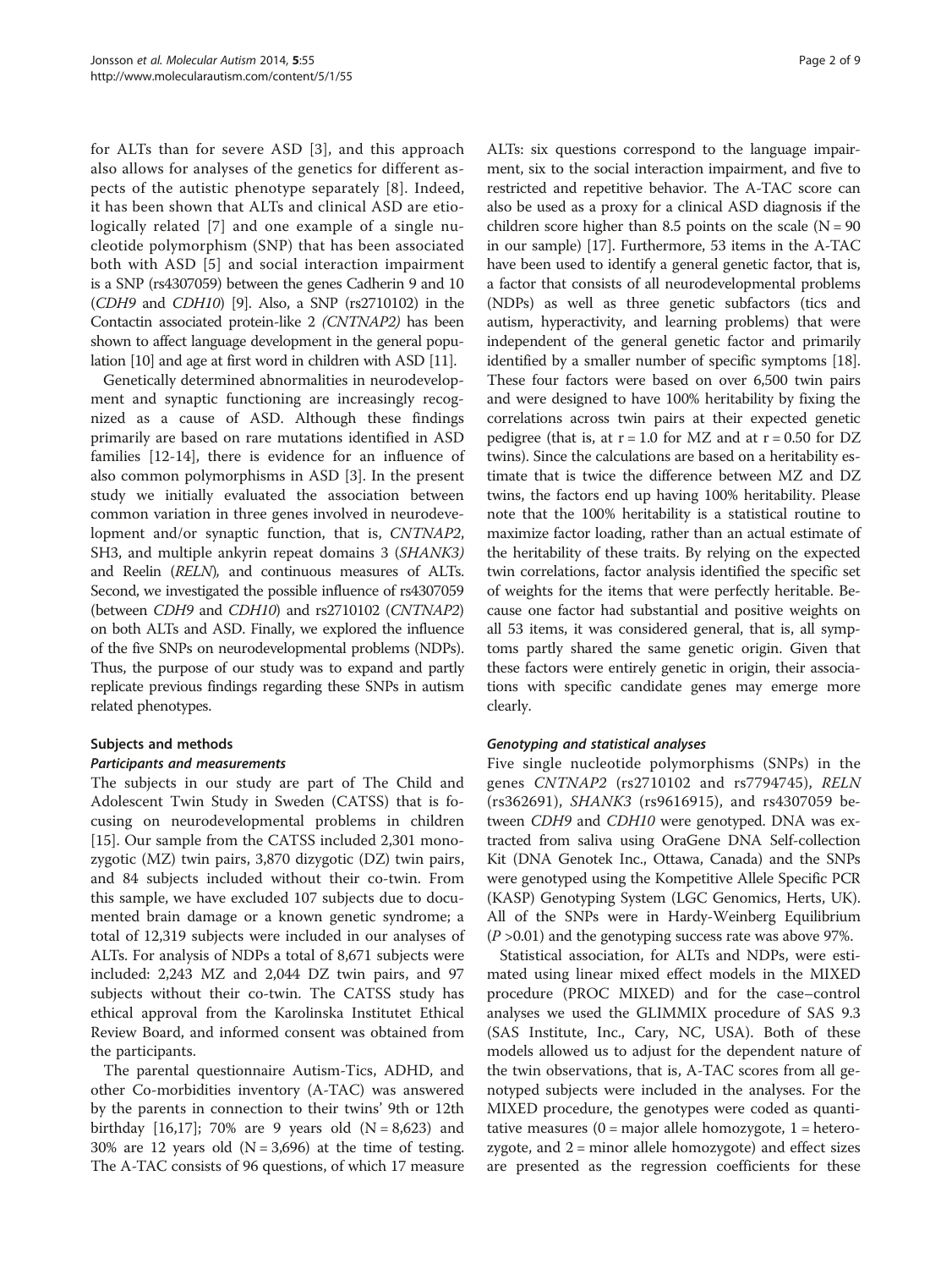for ALTs than for severe ASD [3], and this approach also allows for analyses of the genetics for different aspects of the autistic phenotype separately [8]. Indeed, it has been shown that ALTs and clinical ASD are etiologically related [7] and one example of a single nucleotide polymorphism (SNP) that has been associated both with ASD [5] and social interaction impairment is a SNP (rs4307059) between the genes Cadherin 9 and 10 (*CDH9* and *CDH10*) [9]. Also, a SNP (rs2710102) in the Contactin associated protein-like 2 *(CNTNAP2)* has been shown to affect language development in the general population [10] and age at first word in children with ASD [11].

Genetically determined abnormalities in neurodevelopment and synaptic functioning are increasingly recognized as a cause of ASD. Although these findings primarily are based on rare mutations identified in ASD families [12-14], there is evidence for an influence of also common polymorphisms in ASD [3]. In the present study we initially evaluated the association between common variation in three genes involved in neurodevelopment and/or synaptic function, that is, *CNTNAP2*, SH3, and multiple ankyrin repeat domains 3 (*SHANK3)* and Reelin (*RELN*)*,* and continuous measures of ALTs. Second, we investigated the possible influence of rs4307059 (between *CDH9* and *CDH10*) and rs2710102 (*CNTNAP2*) on both ALTs and ASD. Finally, we explored the influence of the five SNPs on neurodevelopmental problems (NDPs). Thus, the purpose of our study was to expand and partly replicate previous findings regarding these SNPs in autism related phenotypes.

## Subjects and methods

### Participants and measurements

The subjects in our study are part of The Child and Adolescent Twin Study in Sweden (CATSS) that is focusing on neurodevelopmental problems in children [15]. Our sample from the CATSS included 2,301 monozygotic (MZ) twin pairs, 3,870 dizygotic (DZ) twin pairs, and 84 subjects included without their co-twin. From this sample, we have excluded 107 subjects due to documented brain damage or a known genetic syndrome; a total of 12,319 subjects were included in our analyses of ALTs. For analysis of NDPs a total of 8,671 subjects were included: 2,243 MZ and 2,044 DZ twin pairs, and 97 subjects without their co-twin. The CATSS study has ethical approval from the Karolinska Institutet Ethical Review Board, and informed consent was obtained from the participants.

The parental questionnaire Autism-Tics, ADHD, and other Co-morbidities inventory (A-TAC) was answered by the parents in connection to their twins' 9th or 12th birthday [16,17]; 70% are 9 years old (N = 8,623) and 30% are 12 years old (N = 3,696) at the time of testing. The A-TAC consists of 96 questions, of which 17 measure ALTs: six questions correspond to the language impairment, six to the social interaction impairment, and five to restricted and repetitive behavior. The A-TAC score can also be used as a proxy for a clinical ASD diagnosis if the children score higher than 8.5 points on the scale (N = 90 in our sample) [17]. Furthermore, 53 items in the A-TAC have been used to identify a general genetic factor, that is, a factor that consists of all neurodevelopmental problems (NDPs) as well as three genetic subfactors (tics and autism, hyperactivity, and learning problems) that were independent of the general genetic factor and primarily identified by a smaller number of specific symptoms [18]. These four factors were based on over 6,500 twin pairs and were designed to have 100% heritability by fixing the correlations across twin pairs at their expected genetic pedigree (that is, at r = 1.0 for MZ and at r = 0.50 for DZ twins). Since the calculations are based on a heritability estimate that is twice the difference between MZ and DZ twins, the factors end up having 100% heritability. Please note that the 100% heritability is a statistical routine to maximize factor loading, rather than an actual estimate of the heritability of these traits. By relying on the expected twin correlations, factor analysis identified the specific set of weights for the items that were perfectly heritable. Because one factor had substantial and positive weights on all 53 items, it was considered general, that is, all symptoms partly shared the same genetic origin. Given that these factors were entirely genetic in origin, their associations with specific candidate genes may emerge more clearly.

### Genotyping and statistical analyses

Five single nucleotide polymorphisms (SNPs) in the genes *CNTNAP2* (rs2710102 and rs7794745), *RELN* (rs362691), *SHANK3* (rs9616915), and rs4307059 between *CDH9* and *CDH10* were genotyped. DNA was extracted from saliva using OraGene DNA Self-collection Kit (DNA Genotek Inc., Ottawa, Canada) and the SNPs were genotyped using the Kompetitive Allele Specific PCR (KASP) Genotyping System (LGC Genomics, Herts, UK). All of the SNPs were in Hardy-Weinberg Equilibrium ($P$ >0.01) and the genotyping success rate was above 97%.

Statistical association, for ALTs and NDPs, were estimated using linear mixed effect models in the MIXED procedure (PROC MIXED) and for the case–control analyses we used the GLIMMIX procedure of SAS 9.3 (SAS Institute, Inc., Cary, NC, USA). Both of these models allowed us to adjust for the dependent nature of the twin observations, that is, A-TAC scores from all genotyped subjects were included in the analyses. For the MIXED procedure, the genotypes were coded as quantitative measures (0 = major allele homozygote, 1 = heterozygote, and 2 = minor allele homozygote) and effect sizes are presented as the regression coefficients for these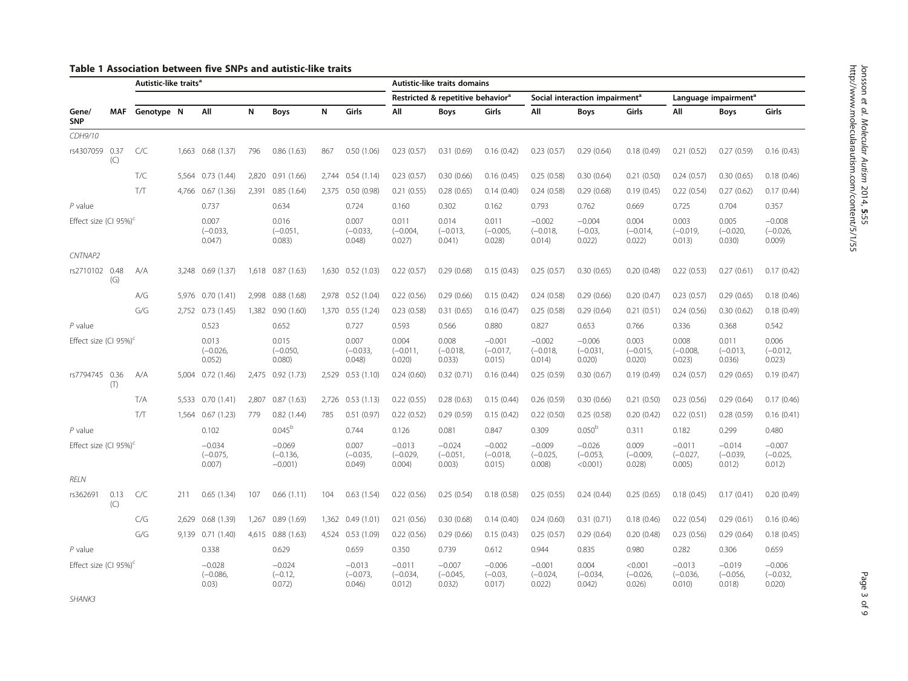**Table 1 Association between five SNPs and autistic-like traits**

| | | Autistic-like traits[a] | | | | | | | Autistic-like traits domains | | | | | | | | |
|---|---|---|---|---|---|---|---|---|---|---|---|---|---|---|---|---|---|
| | | | | | | | | | Restricted & repetitive behavior[a] | | | Social interaction impairment[a] | | | Language impairment[a] | | |
| Gene/ SNP | MAF | Genotype | N | All | N | Boys | N | Girls | All | Boys | Girls | All | Boys | Girls | All | Boys | Girls |
| *CDH9/10* | | | | | | | | | | | | | | | | | |
| rs4307059 | 0.37 (C) | C/C | 1,663 | 0.68 (1.37) | 796 | 0.86 (1.63) | 867 | 0.50 (1.06) | 0.23 (0.57) | 0.31 (0.69) | 0.16 (0.42) | 0.23 (0.57) | 0.29 (0.64) | 0.18 (0.49) | 0.21 (0.52) | 0.27 (0.59) | 0.16 (0.43) |
| | | T/C | 5,564 | 0.73 (1.44) | 2,820 | 0.91 (1.66) | 2,744 | 0.54 (1.14) | 0.23 (0.57) | 0.30 (0.66) | 0.16 (0.45) | 0.25 (0.58) | 0.30 (0.64) | 0.21 (0.50) | 0.24 (0.57) | 0.30 (0.65) | 0.18 (0.46) |
| | | T/T | 4,766 | 0.67 (1.36) | 2,391 | 0.85 (1.64) | 2,375 | 0.50 (0.98) | 0.21 (0.55) | 0.28 (0.65) | 0.14 (0.40) | 0.24 (0.58) | 0.29 (0.68) | 0.19 (0.45) | 0.22 (0.54) | 0.27 (0.62) | 0.17 (0.44) |
| *P* value | | | | 0.737 | | 0.634 | | 0.724 | 0.160 | 0.302 | 0.162 | 0.793 | 0.762 | 0.669 | 0.725 | 0.704 | 0.357 |
| Effect size (CI 95%)[c] | | | | 0.007 (−0.033, 0.047) | | 0.016 (−0.051, 0.083) | | 0.007 (−0.033, 0.048) | 0.011 (−0.004, 0.027) | 0.014 (−0.013, 0.041) | 0.011 (−0.005, 0.028) | −0.002 (−0.018, 0.014) | −0.004 (−0.03, 0.022) | 0.004 (−0.014, 0.022) | 0.003 (−0.019, 0.013) | 0.005 (−0.020, 0.030) | −0.008 (−0.026, 0.009) |
| *CNTNAP2* | | | | | | | | | | | | | | | | | |
| rs2710102 | 0.48 (G) | A/A | 3,248 | 0.69 (1.37) | 1,618 | 0.87 (1.63) | 1,630 | 0.52 (1.03) | 0.22 (0.57) | 0.29 (0.68) | 0.15 (0.43) | 0.25 (0.57) | 0.30 (0.65) | 0.20 (0.48) | 0.22 (0.53) | 0.27 (0.61) | 0.17 (0.42) |
| | | A/G | 5,976 | 0.70 (1.41) | 2,998 | 0.88 (1.68) | 2,978 | 0.52 (1.04) | 0.22 (0.56) | 0.29 (0.66) | 0.15 (0.42) | 0.24 (0.58) | 0.29 (0.66) | 0.20 (0.47) | 0.23 (0.57) | 0.29 (0.65) | 0.18 (0.46) |
| | | G/G | 2,752 | 0.73 (1.45) | 1,382 | 0.90 (1.60) | 1,370 | 0.55 (1.24) | 0.23 (0.58) | 0.31 (0.65) | 0.16 (0.47) | 0.25 (0.58) | 0.29 (0.64) | 0.21 (0.51) | 0.24 (0.56) | 0.30 (0.62) | 0.18 (0.49) |
| *P* value | | | | 0.523 | | 0.652 | | 0.727 | 0.593 | 0.566 | 0.880 | 0.827 | 0.653 | 0.766 | 0.336 | 0.368 | 0.542 |
| Effect size (CI 95%)[c] | | | | 0.013 (−0.026, 0.052) | | 0.015 (−0.050, 0.080) | | 0.007 (−0.033, 0.048) | 0.004 (−0.011, 0.020) | 0.008 (−0.018, 0.033) | −0.001 (−0.017, 0.015) | −0.002 (−0.018, 0.014) | −0.006 (−0.031, 0.020) | 0.003 (−0.015, 0.020) | 0.008 (−0.008, 0.023) | 0.011 (−0.013, 0.036) | 0.006 (−0.012, 0.023) |
| rs7794745 | 0.36 (T) | A/A | 5,004 | 0.72 (1.46) | 2,475 | 0.92 (1.73) | 2,529 | 0.53 (1.10) | 0.24 (0.60) | 0.32 (0.71) | 0.16 (0.44) | 0.25 (0.59) | 0.30 (0.67) | 0.19 (0.49) | 0.24 (0.57) | 0.29 (0.65) | 0.19 (0.47) |
| | | T/A | 5,533 | 0.70 (1.41) | 2,807 | 0.87 (1.63) | 2,726 | 0.53 (1.13) | 0.22 (0.55) | 0.28 (0.63) | 0.15 (0.44) | 0.26 (0.59) | 0.30 (0.66) | 0.21 (0.50) | 0.23 (0.56) | 0.29 (0.64) | 0.17 (0.46) |
| | | T/T | 1,564 | 0.67 (1.23) | 779 | 0.82 (1.44) | 785 | 0.51 (0.97) | 0.22 (0.52) | 0.29 (0.59) | 0.15 (0.42) | 0.22 (0.50) | 0.25 (0.58) | 0.20 (0.42) | 0.22 (0.51) | 0.28 (0.59) | 0.16 (0.41) |
| *P* value | | | | 0.102 | | 0.045[b] | | 0.744 | 0.126 | 0.081 | 0.847 | 0.309 | 0.050[b] | 0.311 | 0.182 | 0.299 | 0.480 |
| Effect size (CI 95%)[c] | | | | −0.034 (−0.075, 0.007) | | −0.069 (−0.136, −0.001) | | 0.007 (−0.035, 0.049) | −0.013 (−0.029, 0.004) | −0.024 (−0.051, 0.003) | −0.002 (−0.018, 0.015) | −0.009 (−0.025, 0.008) | −0.026 (−0.053, <0.001) | 0.009 (−0.009, 0.028) | −0.011 (−0.027, 0.005) | −0.014 (−0.039, 0.012) | −0.007 (−0.025, 0.012) |
| *RELN* | | | | | | | | | | | | | | | | | |
| rs362691 | 0.13 (C) | C/C | 211 | 0.65 (1.34) | 107 | 0.66 (1.11) | 104 | 0.63 (1.54) | 0.22 (0.56) | 0.25 (0.54) | 0.18 (0.58) | 0.25 (0.55) | 0.24 (0.44) | 0.25 (0.65) | 0.18 (0.45) | 0.17 (0.41) | 0.20 (0.49) |
| | | C/G | 2,629 | 0.68 (1.39) | 1,267 | 0.89 (1.69) | 1,362 | 0.49 (1.01) | 0.21 (0.56) | 0.30 (0.68) | 0.14 (0.40) | 0.24 (0.60) | 0.31 (0.71) | 0.18 (0.46) | 0.22 (0.54) | 0.29 (0.61) | 0.16 (0.46) |
| | | G/G | 9,139 | 0.71 (1.40) | 4,615 | 0.88 (1.63) | 4,524 | 0.53 (1.09) | 0.22 (0.56) | 0.29 (0.66) | 0.15 (0.43) | 0.25 (0.57) | 0.29 (0.64) | 0.20 (0.48) | 0.23 (0.56) | 0.29 (0.64) | 0.18 (0.45) |
| *P* value | | | | 0.338 | | 0.629 | | 0.659 | 0.350 | 0.739 | 0.612 | 0.944 | 0.835 | 0.980 | 0.282 | 0.306 | 0.659 |
| Effect size (CI 95%)[c] | | | | −0.028 (−0.086, 0.03) | | −0.024 (−0.12, 0.072) | | −0.013 (−0.073, 0.046) | −0.011 (−0.034, 0.012) | −0.007 (−0.045, 0.032) | −0.006 (−0.03, 0.017) | −0.001 (−0.024, 0.022) | 0.004 (−0.034, 0.042) | <0.001 (−0.026, 0.026) | −0.013 (−0.036, 0.010) | −0.019 (−0.056, 0.018) | −0.006 (−0.032, 0.020) |
| *SHANK3* | | | | | | | | | | | | | | | | | |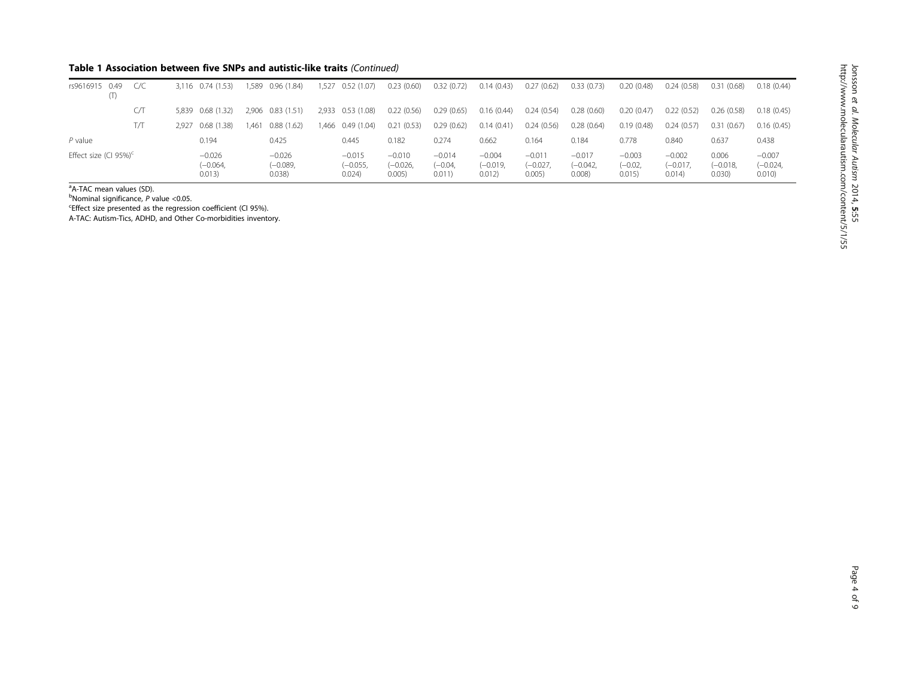**Table 1 Association between five SNPs and autistic-like traits** *(Continued)*

| | | | | | | | | | | | | | | | | | | |
|---|---|---|---|---|---|---|---|---|---|---|---|---|---|---|---|---|---|---|
| rs9616915 | 0.49 (T) | C/C | 3,116 | 0.74 (1.53) | 1,589 | 0.96 (1.84) | 1,527 | 0.52 (1.07) | 0.23 (0.60) | 0.32 (0.72) | 0.14 (0.43) | 0.27 (0.62) | 0.33 (0.73) | 0.20 (0.48) | 0.24 (0.58) | 0.31 (0.68) | 0.18 (0.44) |
| | | C/T | 5,839 | 0.68 (1.32) | 2,906 | 0.83 (1.51) | 2,933 | 0.53 (1.08) | 0.22 (0.56) | 0.29 (0.65) | 0.16 (0.44) | 0.24 (0.54) | 0.28 (0.60) | 0.20 (0.47) | 0.22 (0.52) | 0.26 (0.58) | 0.18 (0.45) |
| | | T/T | 2,927 | 0.68 (1.38) | 1,461 | 0.88 (1.62) | 1,466 | 0.49 (1.04) | 0.21 (0.53) | 0.29 (0.62) | 0.14 (0.41) | 0.24 (0.56) | 0.28 (0.64) | 0.19 (0.48) | 0.24 (0.57) | 0.31 (0.67) | 0.16 (0.45) |
| *P* value | | | | 0.194 | | 0.425 | | 0.445 | 0.182 | 0.274 | 0.662 | 0.164 | 0.184 | 0.778 | 0.840 | 0.637 | 0.438 |
| Effect size (CI 95%)[c] | | | | −0.026 (−0.064, 0.013) | | −0.026 (−0.089, 0.038) | | −0.015 (−0.055, 0.024) | −0.010 (−0.026, 0.005) | −0.014 (−0.04, 0.011) | −0.004 (−0.019, 0.012) | −0.011 (−0.027, 0.005) | −0.017 (−0.042, 0.008) | −0.003 (−0.02, 0.015) | −0.002 (−0.017, 0.014) | 0.006 (−0.018, 0.030) | −0.007 (−0.024, 0.010) |

[a]A-TAC mean values (SD).
[b]Nominal significance, *P* value <0.05.
[c]Effect size presented as the regression coefficient (CI 95%).
A-TAC: Autism-Tics, ADHD, and Other Co-morbidities inventory.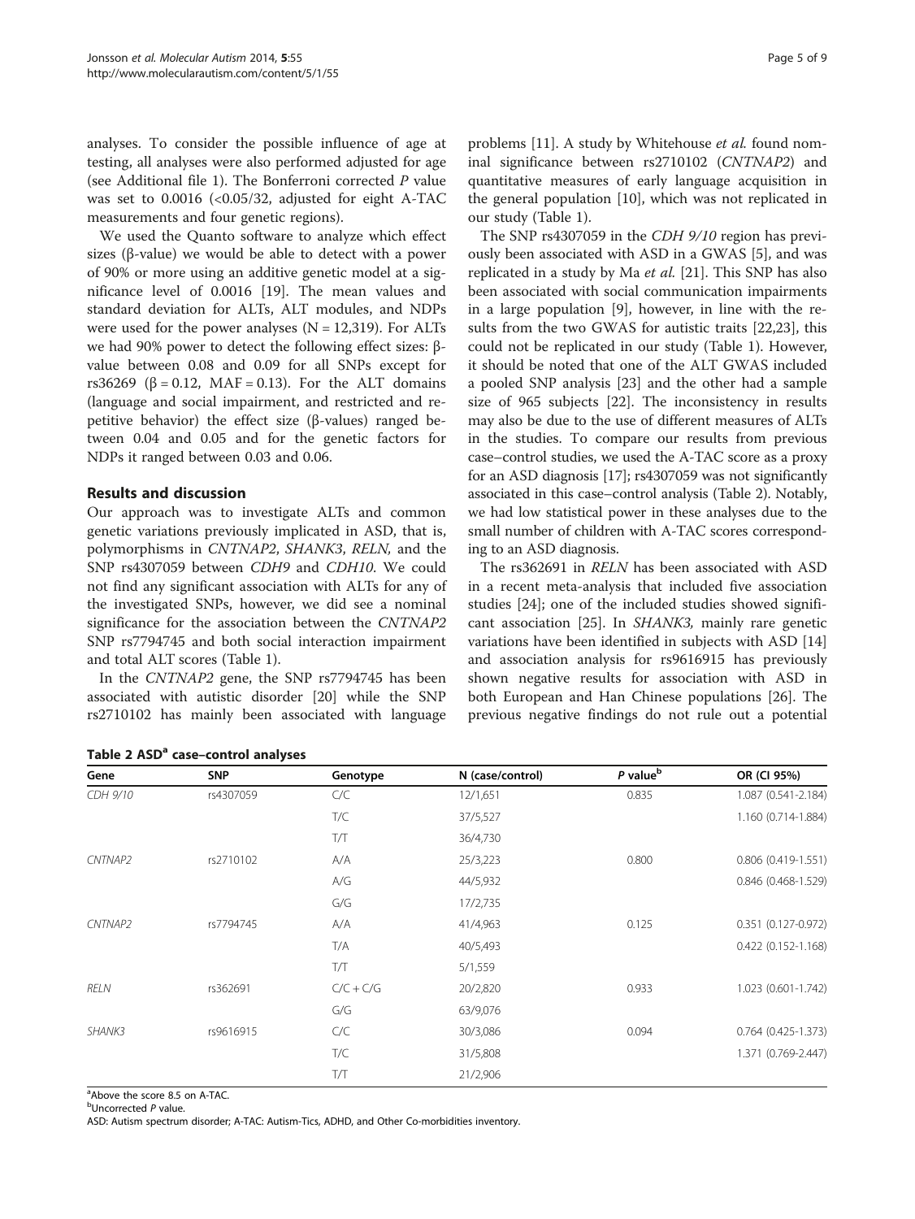analyses. To consider the possible influence of age at testing, all analyses were also performed adjusted for age (see Additional file 1). The Bonferroni corrected *P* value was set to 0.0016 (<0.05/32, adjusted for eight A-TAC measurements and four genetic regions).

We used the Quanto software to analyze which effect sizes (β-value) we would be able to detect with a power of 90% or more using an additive genetic model at a significance level of 0.0016 [19]. The mean values and standard deviation for ALTs, ALT modules, and NDPs were used for the power analyses (N = 12,319). For ALTs we had 90% power to detect the following effect sizes: β-value between 0.08 and 0.09 for all SNPs except for rs36269 (β = 0.12, MAF = 0.13). For the ALT domains (language and social impairment, and restricted and repetitive behavior) the effect size (β-values) ranged between 0.04 and 0.05 and for the genetic factors for NDPs it ranged between 0.03 and 0.06.

## Results and discussion

Our approach was to investigate ALTs and common genetic variations previously implicated in ASD, that is, polymorphisms in *CNTNAP2*, *SHANK3*, *RELN,* and the SNP rs4307059 between *CDH9* and *CDH10*. We could not find any significant association with ALTs for any of the investigated SNPs, however, we did see a nominal significance for the association between the *CNTNAP2* SNP rs7794745 and both social interaction impairment and total ALT scores (Table 1).

In the *CNTNAP2* gene, the SNP rs7794745 has been associated with autistic disorder [20] while the SNP rs2710102 has mainly been associated with language problems [11]. A study by Whitehouse *et al.* found nominal significance between rs2710102 (*CNTNAP2*) and quantitative measures of early language acquisition in the general population [10], which was not replicated in our study (Table 1).

The SNP rs4307059 in the *CDH 9/10* region has previously been associated with ASD in a GWAS [5], and was replicated in a study by Ma *et al.* [21]. This SNP has also been associated with social communication impairments in a large population [9], however, in line with the results from the two GWAS for autistic traits [22,23], this could not be replicated in our study (Table 1). However, it should be noted that one of the ALT GWAS included a pooled SNP analysis [23] and the other had a sample size of 965 subjects [22]. The inconsistency in results may also be due to the use of different measures of ALTs in the studies. To compare our results from previous case–control studies, we used the A-TAC score as a proxy for an ASD diagnosis [17]; rs4307059 was not significantly associated in this case–control analysis (Table 2). Notably, we had low statistical power in these analyses due to the small number of children with A-TAC scores corresponding to an ASD diagnosis.

The rs362691 in *RELN* has been associated with ASD in a recent meta-analysis that included five association studies [24]; one of the included studies showed significant association [25]. In *SHANK3,* mainly rare genetic variations have been identified in subjects with ASD [14] and association analysis for rs9616915 has previously shown negative results for association with ASD in both European and Han Chinese populations [26]. The previous negative findings do not rule out a potential

**Table 2 ASD[a] case–control analyses**

| Gene | SNP | Genotype | N (case/control) | *P* value[b] | OR (CI 95%) |
|---|---|---|---|---|---|
| *CDH 9/10* | rs4307059 | C/C | 12/1,651 | 0.835 | 1.087 (0.541-2.184) |
| | | T/C | 37/5,527 | | 1.160 (0.714-1.884) |
| | | T/T | 36/4,730 | | |
| *CNTNAP2* | rs2710102 | A/A | 25/3,223 | 0.800 | 0.806 (0.419-1.551) |
| | | A/G | 44/5,932 | | 0.846 (0.468-1.529) |
| | | G/G | 17/2,735 | | |
| *CNTNAP2* | rs7794745 | A/A | 41/4,963 | 0.125 | 0.351 (0.127-0.972) |
| | | T/A | 40/5,493 | | 0.422 (0.152-1.168) |
| | | T/T | 5/1,559 | | |
| *RELN* | rs362691 | C/C + C/G | 20/2,820 | 0.933 | 1.023 (0.601-1.742) |
| | | G/G | 63/9,076 | | |
| *SHANK3* | rs9616915 | C/C | 30/3,086 | 0.094 | 0.764 (0.425-1.373) |
| | | T/C | 31/5,808 | | 1.371 (0.769-2.447) |
| | | T/T | 21/2,906 | | |

[a]Above the score 8.5 on A-TAC.
[b]Uncorrected *P* value.
ASD: Autism spectrum disorder; A-TAC: Autism-Tics, ADHD, and Other Co-morbidities inventory.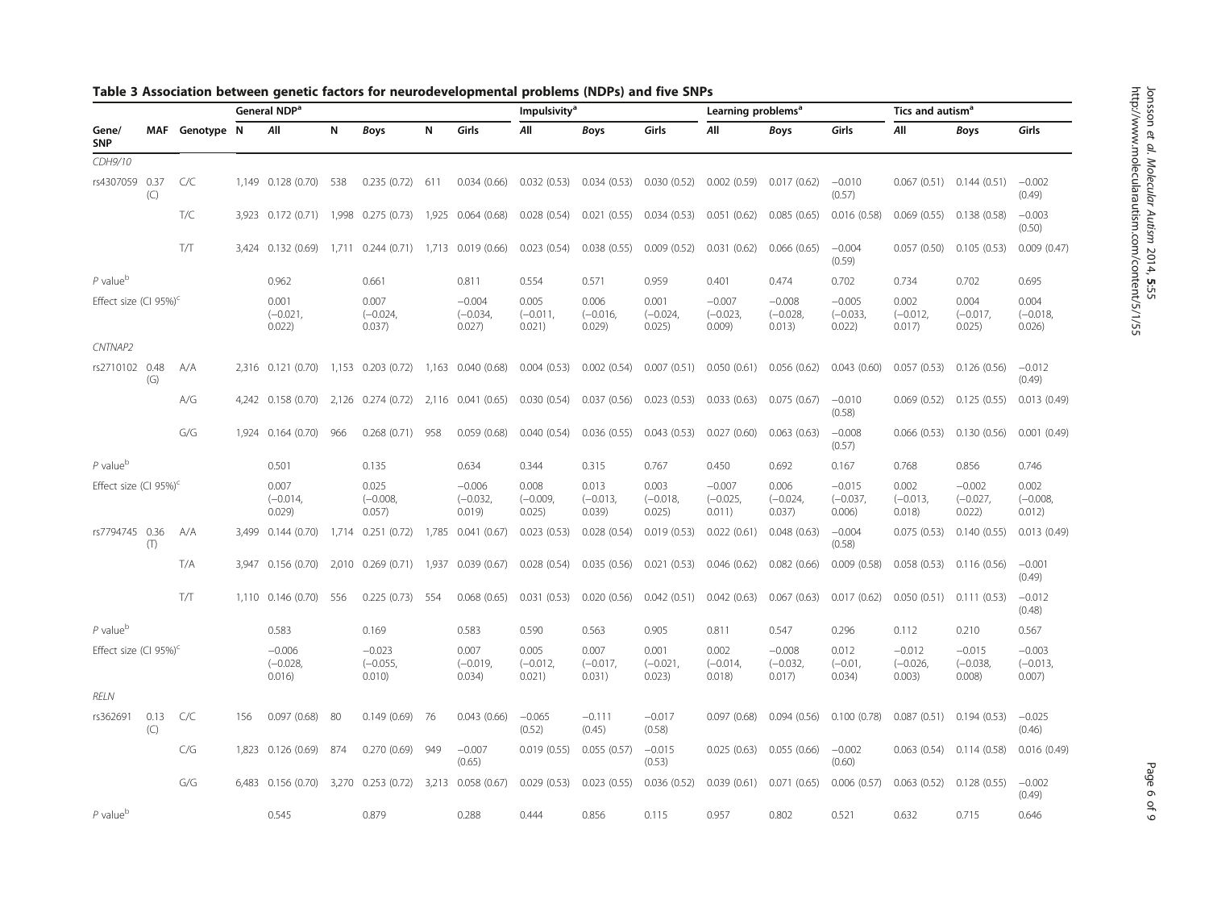## Table 3 Association between genetic factors for neurodevelopmental problems (NDPs) and five SNPs

| | | | General NDP[a] | | | | | | Impulsivity[a] | | | Learning problems[a] | | | Tics and autism[a] | | |
|---|---|---|---|---|---|---|---|---|---|---|---|---|---|---|---|---|---|
| Gene/ SNP | MAF | Genotype | N | *All* | N | *Boys* | N | *Girls* | *All* | *Boys* | *Girls* | *All* | *Boys* | *Girls* | *All* | *Boys* | *Girls* |
| *CDH9/10* | | | | | | | | | | | | | | | | | |
| rs4307059 | 0.37 (C) | C/C | 1,149 | 0.128 (0.70) | 538 | 0.235 (0.72) | 611 | 0.034 (0.66) | 0.032 (0.53) | 0.034 (0.53) | 0.030 (0.52) | 0.002 (0.59) | 0.017 (0.62) | −0.010 (0.57) | 0.067 (0.51) | 0.144 (0.51) | −0.002 (0.49) |
| | | T/C | 3,923 | 0.172 (0.71) | 1,998 | 0.275 (0.73) | 1,925 | 0.064 (0.68) | 0.028 (0.54) | 0.021 (0.55) | 0.034 (0.53) | 0.051 (0.62) | 0.085 (0.65) | 0.016 (0.58) | 0.069 (0.55) | 0.138 (0.58) | −0.003 (0.50) |
| | | T/T | 3,424 | 0.132 (0.69) | 1,711 | 0.244 (0.71) | 1,713 | 0.019 (0.66) | 0.023 (0.54) | 0.038 (0.55) | 0.009 (0.52) | 0.031 (0.62) | 0.066 (0.65) | −0.004 (0.59) | 0.057 (0.50) | 0.105 (0.53) | 0.009 (0.47) |
| *P* value[b] | | | | 0.962 | | 0.661 | | 0.811 | 0.554 | 0.571 | 0.959 | 0.401 | 0.474 | 0.702 | 0.734 | 0.702 | 0.695 |
| Effect size (CI 95%)[c] | | | | 0.001 (−0.021, 0.022) | | 0.007 (−0.024, 0.037) | | −0.004 (−0.034, 0.027) | 0.005 (−0.011, 0.021) | 0.006 (−0.016, 0.029) | 0.001 (−0.024, 0.025) | −0.007 (−0.023, 0.009) | −0.008 (−0.028, 0.013) | −0.005 (−0.033, 0.022) | 0.002 (−0.012, 0.017) | 0.004 (−0.017, 0.025) | 0.004 (−0.018, 0.026) |
| *CNTNAP2* | | | | | | | | | | | | | | | | | |
| rs2710102 | 0.48 (G) | A/A | 2,316 | 0.121 (0.70) | 1,153 | 0.203 (0.72) | 1,163 | 0.040 (0.68) | 0.004 (0.53) | 0.002 (0.54) | 0.007 (0.51) | 0.050 (0.61) | 0.056 (0.62) | 0.043 (0.60) | 0.057 (0.53) | 0.126 (0.56) | −0.012 (0.49) |
| | | A/G | 4,242 | 0.158 (0.70) | 2,126 | 0.274 (0.72) | 2,116 | 0.041 (0.65) | 0.030 (0.54) | 0.037 (0.56) | 0.023 (0.53) | 0.033 (0.63) | 0.075 (0.67) | −0.010 (0.58) | 0.069 (0.52) | 0.125 (0.55) | 0.013 (0.49) |
| | | G/G | 1,924 | 0.164 (0.70) | 966 | 0.268 (0.71) | 958 | 0.059 (0.68) | 0.040 (0.54) | 0.036 (0.55) | 0.043 (0.53) | 0.027 (0.60) | 0.063 (0.63) | −0.008 (0.57) | 0.066 (0.53) | 0.130 (0.56) | 0.001 (0.49) |
| *P* value[b] | | | | 0.501 | | 0.135 | | 0.634 | 0.344 | 0.315 | 0.767 | 0.450 | 0.692 | 0.167 | 0.768 | 0.856 | 0.746 |
| Effect size (CI 95%)[c] | | | | 0.007 (−0.014, 0.029) | | 0.025 (−0.008, 0.057) | | −0.006 (−0.032, 0.019) | 0.008 (−0.009, 0.025) | 0.013 (−0.013, 0.039) | 0.003 (−0.018, 0.025) | −0.007 (−0.025, 0.011) | 0.006 (−0.024, 0.037) | −0.015 (−0.037, 0.006) | 0.002 (−0.013, 0.018) | −0.002 (−0.027, 0.022) | 0.002 (−0.008, 0.012) |
| rs7794745 | 0.36 (T) | A/A | 3,499 | 0.144 (0.70) | 1,714 | 0.251 (0.72) | 1,785 | 0.041 (0.67) | 0.023 (0.53) | 0.028 (0.54) | 0.019 (0.53) | 0.022 (0.61) | 0.048 (0.63) | −0.004 (0.58) | 0.075 (0.53) | 0.140 (0.55) | 0.013 (0.49) |
| | | T/A | 3,947 | 0.156 (0.70) | 2,010 | 0.269 (0.71) | 1,937 | 0.039 (0.67) | 0.028 (0.54) | 0.035 (0.56) | 0.021 (0.53) | 0.046 (0.62) | 0.082 (0.66) | 0.009 (0.58) | 0.058 (0.53) | 0.116 (0.56) | −0.001 (0.49) |
| | | T/T | 1,110 | 0.146 (0.70) | 556 | 0.225 (0.73) | 554 | 0.068 (0.65) | 0.031 (0.53) | 0.020 (0.56) | 0.042 (0.51) | 0.042 (0.63) | 0.067 (0.63) | 0.017 (0.62) | 0.050 (0.51) | 0.111 (0.53) | −0.012 (0.48) |
| *P* value[b] | | | | 0.583 | | 0.169 | | 0.583 | 0.590 | 0.563 | 0.905 | 0.811 | 0.547 | 0.296 | 0.112 | 0.210 | 0.567 |
| Effect size (CI 95%)[c] | | | | −0.006 (−0.028, 0.016) | | −0.023 (−0.055, 0.010) | | 0.007 (−0.019, 0.034) | 0.005 (−0.012, 0.021) | 0.007 (−0.017, 0.031) | 0.001 (−0.021, 0.023) | 0.002 (−0.014, 0.018) | −0.008 (−0.032, 0.017) | 0.012 (−0.01, 0.034) | −0.012 (−0.026, 0.003) | −0.015 (−0.038, 0.008) | −0.003 (−0.013, 0.007) |
| *RELN* | | | | | | | | | | | | | | | | | |
| rs362691 | 0.13 (C) | C/C | 156 | 0.097 (0.68) | 80 | 0.149 (0.69) | 76 | 0.043 (0.66) | −0.065 (0.52) | −0.111 (0.45) | −0.017 (0.58) | 0.097 (0.68) | 0.094 (0.56) | 0.100 (0.78) | 0.087 (0.51) | 0.194 (0.53) | −0.025 (0.46) |
| | | C/G | 1,823 | 0.126 (0.69) | 874 | 0.270 (0.69) | 949 | −0.007 (0.65) | 0.019 (0.55) | 0.055 (0.57) | −0.015 (0.53) | 0.025 (0.63) | 0.055 (0.66) | −0.002 (0.60) | 0.063 (0.54) | 0.114 (0.58) | 0.016 (0.49) |
| | | G/G | 6,483 | 0.156 (0.70) | 3,270 | 0.253 (0.72) | 3,213 | 0.058 (0.67) | 0.029 (0.53) | 0.023 (0.55) | 0.036 (0.52) | 0.039 (0.61) | 0.071 (0.65) | 0.006 (0.57) | 0.063 (0.52) | 0.128 (0.55) | −0.002 (0.49) |
| *P* value[b] | | | | 0.545 | | 0.879 | | 0.288 | 0.444 | 0.856 | 0.115 | 0.957 | 0.802 | 0.521 | 0.632 | 0.715 | 0.646 |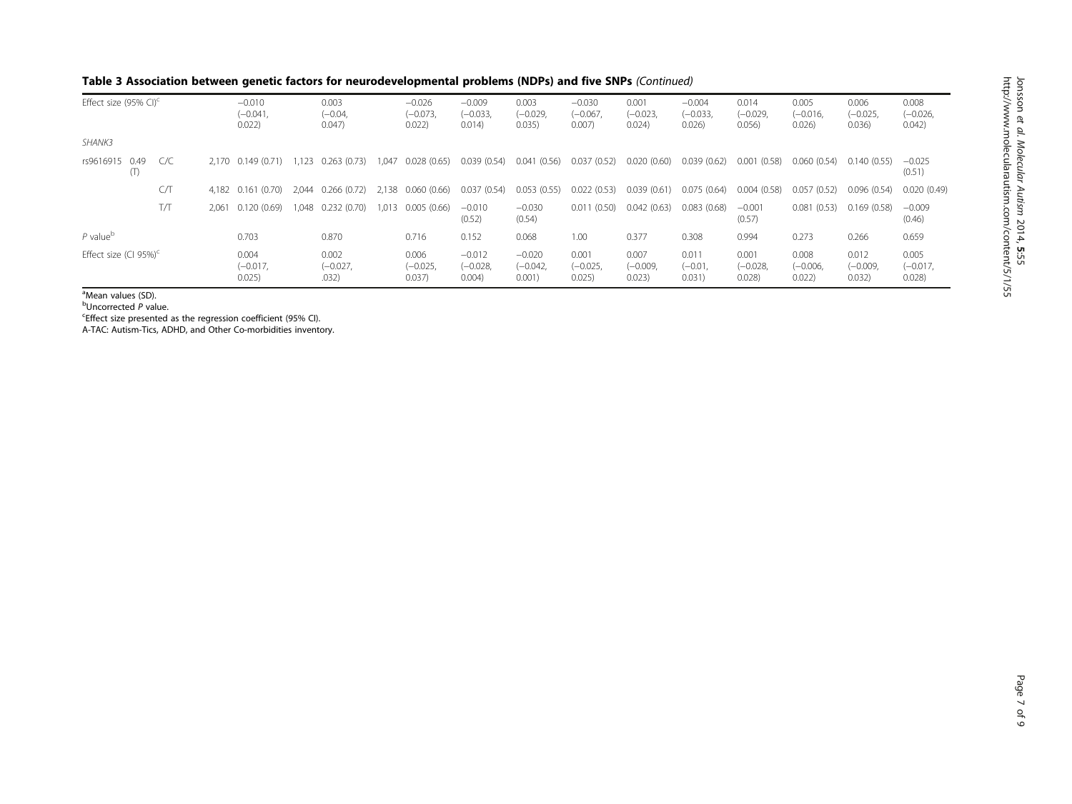**Table 3 Association between genetic factors for neurodevelopmental problems (NDPs) and five SNPs** *(Continued)*

| | | | | | | | | | | | | | | | | | | |
|---|---|---|---|---|---|---|---|---|---|---|---|---|---|---|---|---|---|---|
| Effect size (95% CI)[c] | | | | −0.010 (−0.041, 0.022) | | 0.003 (−0.04, 0.047) | | −0.026 (−0.073, 0.022) | −0.009 (−0.033, 0.014) | 0.003 (−0.029, 0.035) | −0.030 (−0.067, 0.007) | 0.001 (−0.023, 0.024) | −0.004 (−0.033, 0.026) | 0.014 (−0.029, 0.056) | 0.005 (−0.016, 0.026) | 0.006 (−0.025, 0.036) | 0.008 (−0.026, 0.042) |
| *SHANK3* | | | | | | | | | | | | | | | | | |
| rs9616915 | 0.49 (T) | C/C | 2,170 | 0.149 (0.71) | 1,123 | 0.263 (0.73) | 1,047 | 0.028 (0.65) | 0.039 (0.54) | 0.041 (0.56) | 0.037 (0.52) | 0.020 (0.60) | 0.039 (0.62) | 0.001 (0.58) | 0.060 (0.54) | 0.140 (0.55) | −0.025 (0.51) |
| | | C/T | 4,182 | 0.161 (0.70) | 2,044 | 0.266 (0.72) | 2,138 | 0.060 (0.66) | 0.037 (0.54) | 0.053 (0.55) | 0.022 (0.53) | 0.039 (0.61) | 0.075 (0.64) | 0.004 (0.58) | 0.057 (0.52) | 0.096 (0.54) | 0.020 (0.49) |
| | | T/T | 2,061 | 0.120 (0.69) | 1,048 | 0.232 (0.70) | 1,013 | 0.005 (0.66) | −0.010 (0.52) | −0.030 (0.54) | 0.011 (0.50) | 0.042 (0.63) | 0.083 (0.68) | −0.001 (0.57) | 0.081 (0.53) | 0.169 (0.58) | −0.009 (0.46) |
| *P* value[b] | | | | 0.703 | | 0.870 | | 0.716 | 0.152 | 0.068 | 1.00 | 0.377 | 0.308 | 0.994 | 0.273 | 0.266 | 0.659 |
| Effect size (CI 95%)[c] | | | | 0.004 (−0.017, 0.025) | | 0.002 (−0.027, .032) | | 0.006 (−0.025, 0.037) | −0.012 (−0.028, 0.004) | −0.020 (−0.042, 0.001) | 0.001 (−0.025, 0.025) | 0.007 (−0.009, 0.023) | 0.011 (−0.01, 0.031) | 0.001 (−0.028, 0.028) | 0.008 (−0.006, 0.022) | 0.012 (−0.009, 0.032) | 0.005 (−0.017, 0.028) |

[a]Mean values (SD).
[b]Uncorrected *P* value.
[c]Effect size presented as the regression coefficient (95% CI).
A-TAC: Autism-Tics, ADHD, and Other Co-morbidities inventory.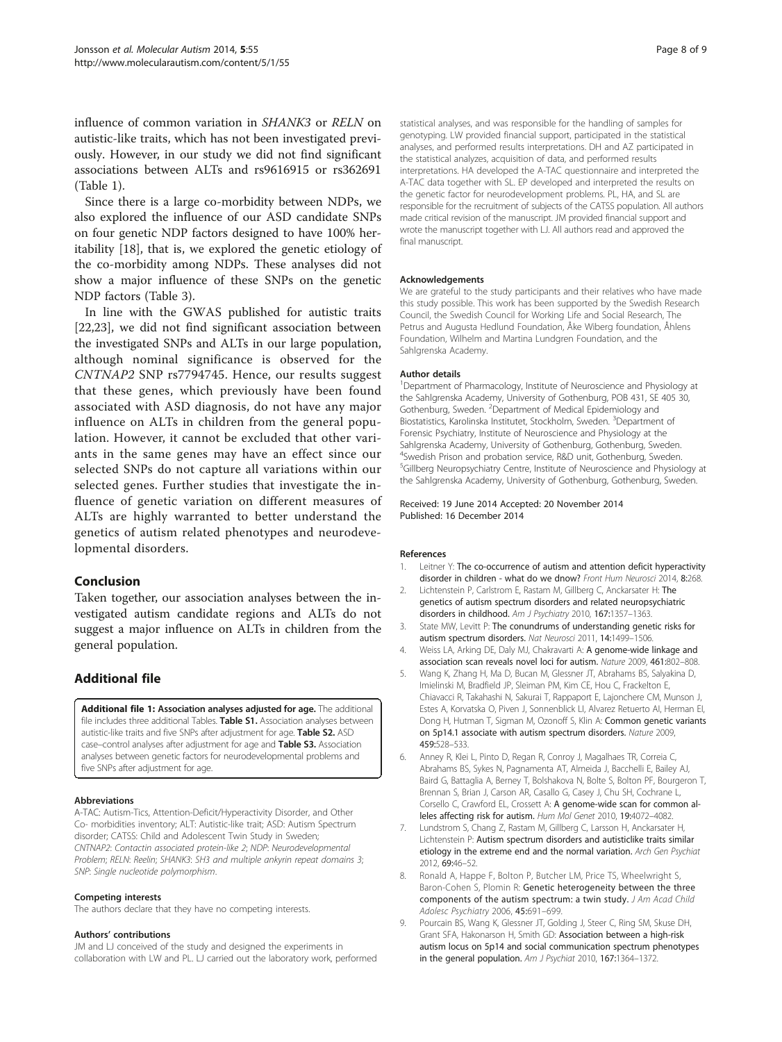influence of common variation in *SHANK3* or *RELN* on autistic-like traits, which has not been investigated previously. However, in our study we did not find significant associations between ALTs and rs9616915 or rs362691 (Table 1).

Since there is a large co-morbidity between NDPs, we also explored the influence of our ASD candidate SNPs on four genetic NDP factors designed to have 100% heritability [18], that is, we explored the genetic etiology of the co-morbidity among NDPs. These analyses did not show a major influence of these SNPs on the genetic NDP factors (Table 3).

In line with the GWAS published for autistic traits [22,23], we did not find significant association between the investigated SNPs and ALTs in our large population, although nominal significance is observed for the *CNTNAP2* SNP rs7794745. Hence, our results suggest that these genes, which previously have been found associated with ASD diagnosis, do not have any major influence on ALTs in children from the general population. However, it cannot be excluded that other variants in the same genes may have an effect since our selected SNPs do not capture all variations within our selected genes. Further studies that investigate the influence of genetic variation on different measures of ALTs are highly warranted to better understand the genetics of autism related phenotypes and neurodevelopmental disorders.

## Conclusion

Taken together, our association analyses between the investigated autism candidate regions and ALTs do not suggest a major influence on ALTs in children from the general population.

## Additional file

**Additional file 1: Association analyses adjusted for age.** The additional file includes three additional Tables. **Table S1.** Association analyses between autistic-like traits and five SNPs after adjustment for age. **Table S2.** ASD case–control analyses after adjustment for age and **Table S3.** Association analyses between genetic factors for neurodevelopmental problems and five SNPs after adjustment for age.

#### Abbreviations

A-TAC: Autism-Tics, Attention-Deficit/Hyperactivity Disorder, and Other Co- morbidities inventory; ALT: Autistic-like trait; ASD: Autism Spectrum disorder; CATSS: Child and Adolescent Twin Study in Sweden; *CNTNAP2*: *Contactin associated protein-like 2*; NDP: Neurodevelopmental Problem; *RELN*: *Reelin*; *SHANK3*: *SH3 and multiple ankyrin repeat domains 3*; SNP: Single nucleotide polymorphism.

#### Competing interests

The authors declare that they have no competing interests.

#### Authors' contributions

JM and LJ conceived of the study and designed the experiments in collaboration with LW and PL. LJ carried out the laboratory work, performed statistical analyses, and was responsible for the handling of samples for genotyping. LW provided financial support, participated in the statistical analyses, and performed results interpretations. DH and AZ participated in the statistical analyzes, acquisition of data, and performed results interpretations. HA developed the A-TAC questionnaire and interpreted the A-TAC data together with SL. EP developed and interpreted the results on the genetic factor for neurodevelopment problems. PL, HA, and SL are responsible for the recruitment of subjects of the CATSS population. All authors made critical revision of the manuscript. JM provided financial support and wrote the manuscript together with LJ. All authors read and approved the final manuscript.

#### Acknowledgements

We are grateful to the study participants and their relatives who have made this study possible. This work has been supported by the Swedish Research Council, the Swedish Council for Working Life and Social Research, The Petrus and Augusta Hedlund Foundation, Åke Wiberg foundation, Åhlens Foundation, Wilhelm and Martina Lundgren Foundation, and the Sahlgrenska Academy.

#### Author details

[1]Department of Pharmacology, Institute of Neuroscience and Physiology at the Sahlgrenska Academy, University of Gothenburg, POB 431, SE 405 30, Gothenburg, Sweden. [2]Department of Medical Epidemiology and Biostatistics, Karolinska Institutet, Stockholm, Sweden. [3]Department of Forensic Psychiatry, Institute of Neuroscience and Physiology at the Sahlgrenska Academy, University of Gothenburg, Gothenburg, Sweden. [4]Swedish Prison and probation service, R&D unit, Gothenburg, Sweden. [5]Gillberg Neuropsychiatry Centre, Institute of Neuroscience and Physiology at the Sahlgrenska Academy, University of Gothenburg, Gothenburg, Sweden.

Received: 19 June 2014 Accepted: 20 November 2014
Published: 16 December 2014

#### References

1. Leitner Y: **The co-occurrence of autism and attention deficit hyperactivity disorder in children - what do we dnow?** *Front Hum Neurosci* 2014, **8:**268.
2. Lichtenstein P, Carlstrom E, Rastam M, Gillberg C, Anckarsater H: **The genetics of autism spectrum disorders and related neuropsychiatric disorders in childhood.** *Am J Psychiatry* 2010, **167:**1357–1363.
3. State MW, Levitt P: **The conundrums of understanding genetic risks for autism spectrum disorders.** *Nat Neurosci* 2011, **14:**1499–1506.
4. Weiss LA, Arking DE, Daly MJ, Chakravarti A: **A genome-wide linkage and association scan reveals novel loci for autism.** *Nature* 2009, **461:**802–808.
5. Wang K, Zhang H, Ma D, Bucan M, Glessner JT, Abrahams BS, Salyakina D, Imielinski M, Bradfield JP, Sleiman PM, Kim CE, Hou C, Frackelton E, Chiavacci R, Takahashi N, Sakurai T, Rappaport E, Lajonchere CM, Munson J, Estes A, Korvatska O, Piven J, Sonnenblick LI, Alvarez Retuerto AI, Herman EI, Dong H, Hutman T, Sigman M, Ozonoff S, Klin A: **Common genetic variants on 5p14.1 associate with autism spectrum disorders.** *Nature* 2009, **459:**528–533.
6. Anney R, Klei L, Pinto D, Regan R, Conroy J, Magalhaes TR, Correia C, Abrahams BS, Sykes N, Pagnamenta AT, Almeida J, Bacchelli E, Bailey AJ, Baird G, Battaglia A, Berney T, Bolshakova N, Bolte S, Bolton PF, Bourgeron T, Brennan S, Brian J, Carson AR, Casallo G, Casey J, Chu SH, Cochrane L, Corsello C, Crawford EL, Crossett A: **A genome-wide scan for common alleles affecting risk for autism.** *Hum Mol Genet* 2010, **19:**4072–4082.
7. Lundstrom S, Chang Z, Rastam M, Gillberg C, Larsson H, Anckarsater H, Lichtenstein P: **Autism spectrum disorders and autisticlike traits similar etiology in the extreme end and the normal variation.** *Arch Gen Psychiat* 2012, **69:**46–52.
8. Ronald A, Happe F, Bolton P, Butcher LM, Price TS, Wheelwright S, Baron-Cohen S, Plomin R: **Genetic heterogeneity between the three components of the autism spectrum: a twin study.** *J Am Acad Child Adolesc Psychiatry* 2006, **45:**691–699.
9. Pourcain BS, Wang K, Glessner JT, Golding J, Steer C, Ring SM, Skuse DH, Grant SFA, Hakonarson H, Smith GD: **Association between a high-risk autism locus on 5p14 and social communication spectrum phenotypes in the general population.** *Am J Psychiat* 2010, **167:**1364–1372.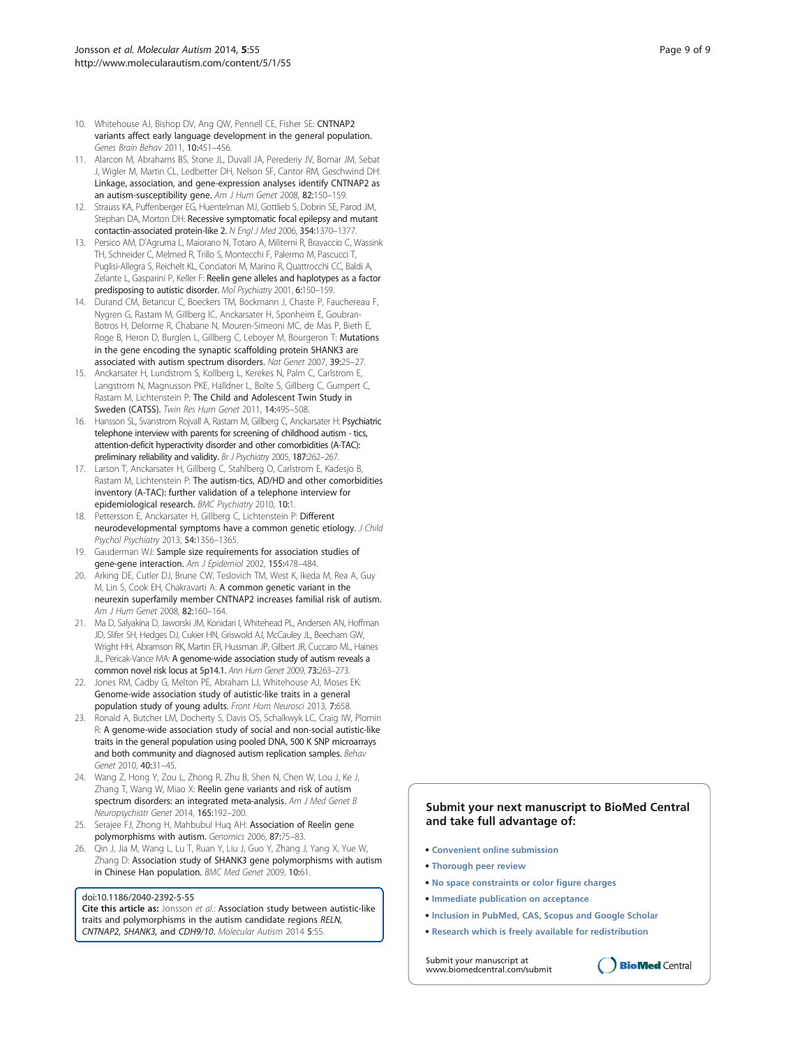10. Whitehouse AJ, Bishop DV, Ang QW, Pennell CE, Fisher SE: CNTNAP2 variants affect early language development in the general population. *Genes Brain Behav* 2011, **10**:451–456.
11. Alarcon M, Abrahams BS, Stone JL, Duvall JA, Perederiy JV, Bomar JM, Sebat J, Wigler M, Martin CL, Ledbetter DH, Nelson SF, Cantor RM, Geschwind DH: Linkage, association, and gene-expression analyses identify CNTNAP2 as an autism-susceptibility gene. *Am J Hum Genet* 2008, **82**:150–159.
12. Strauss KA, Puffenberger EG, Huentelman MJ, Gottlieb S, Dobrin SE, Parod JM, Stephan DA, Morton DH: Recessive symptomatic focal epilepsy and mutant contactin-associated protein-like 2. *N Engl J Med* 2006, **354**:1370–1377.
13. Persico AM, D'Agruma L, Maiorano N, Totaro A, Militerni R, Bravaccio C, Wassink TH, Schneider C, Melmed R, Trillo S, Montecchi F, Palermo M, Pascucci T, Puglisi-Allegra S, Reichelt KL, Conciatori M, Marino R, Quattrocchi CC, Baldi A, Zelante L, Gasparini P, Keller F: Reelin gene alleles and haplotypes as a factor predisposing to autistic disorder. *Mol Psychiatry* 2001, **6**:150–159.
14. Durand CM, Betancur C, Boeckers TM, Bockmann J, Chaste P, Fauchereau F, Nygren G, Rastam M, Gillberg IC, Anckarsater H, Sponheim E, Goubran-Botros H, Delorme R, Chabane N, Mouren-Simeoni MC, de Mas P, Bieth E, Roge B, Heron D, Burglen L, Gillberg C, Leboyer M, Bourgeron T: Mutations in the gene encoding the synaptic scaffolding protein SHANK3 are associated with autism spectrum disorders. *Nat Genet* 2007, **39**:25–27.
15. Anckarsater H, Lundstrom S, Kollberg L, Kerekes N, Palm C, Carlstrom E, Langstrom N, Magnusson PKE, Halldner L, Bolte S, Gillberg C, Gumpert C, Rastam M, Lichtenstein P: The Child and Adolescent Twin Study in Sweden (CATSS). *Twin Res Hum Genet* 2011, **14**:495–508.
16. Hansson SL, Svanstrom Rojvall A, Rastam M, Gillberg C, Anckarsater H: Psychiatric telephone interview with parents for screening of childhood autism - tics, attention-deficit hyperactivity disorder and other comorbidities (A-TAC): preliminary reliability and validity. *Br J Psychiatry* 2005, **187**:262–267.
17. Larson T, Anckarsater H, Gillberg C, Stahlberg O, Carlstrom E, Kadesjo B, Rastam M, Lichtenstein P: The autism-tics, AD/HD and other comorbidities inventory (A-TAC): further validation of a telephone interview for epidemiological research. *BMC Psychiatry* 2010, **10**:1.
18. Pettersson E, Anckarsater H, Gillberg C, Lichtenstein P: Different neurodevelopmental symptoms have a common genetic etiology. *J Child Psychol Psychiatry* 2013, **54**:1356–1365.
19. Gauderman WJ: Sample size requirements for association studies of gene-gene interaction. *Am J Epidemiol* 2002, **155**:478–484.
20. Arking DE, Cutler DJ, Brune CW, Teslovich TM, West K, Ikeda M, Rea A, Guy M, Lin S, Cook EH, Chakravarti A: A common genetic variant in the neurexin superfamily member CNTNAP2 increases familial risk of autism. *Am J Hum Genet* 2008, **82**:160–164.
21. Ma D, Salyakina D, Jaworski JM, Konidari I, Whitehead PL, Andersen AN, Hoffman JD, Slifer SH, Hedges DJ, Cukier HN, Griswold AJ, McCauley JL, Beecham GW, Wright HH, Abramson RK, Martin ER, Hussman JP, Gilbert JR, Cuccaro ML, Haines JL, Pericak-Vance MA: A genome-wide association study of autism reveals a common novel risk locus at 5p14.1. *Ann Hum Genet* 2009, **73**:263–273.
22. Jones RM, Cadby G, Melton PE, Abraham LJ, Whitehouse AJ, Moses EK: Genome-wide association study of autistic-like traits in a general population study of young adults. *Front Hum Neurosci* 2013, **7**:658.
23. Ronald A, Butcher LM, Docherty S, Davis OS, Schalkwyk LC, Craig IW, Plomin R: A genome-wide association study of social and non-social autistic-like traits in the general population using pooled DNA, 500 K SNP microarrays and both community and diagnosed autism replication samples. *Behav Genet* 2010, **40**:31–45.
24. Wang Z, Hong Y, Zou L, Zhong R, Zhu B, Shen N, Chen W, Lou J, Ke J, Zhang T, Wang W, Miao X: Reelin gene variants and risk of autism spectrum disorders: an integrated meta-analysis. *Am J Med Genet B Neuropsychiatr Genet* 2014, **165**:192–200.
25. Serajee FJ, Zhong H, Mahbubul Huq AH: Association of Reelin gene polymorphisms with autism. *Genomics* 2006, **87**:75–83.
26. Qin J, Jia M, Wang L, Lu T, Ruan Y, Liu J, Guo Y, Zhang J, Yang X, Yue W, Zhang D: Association study of SHANK3 gene polymorphisms with autism in Chinese Han population. *BMC Med Genet* 2009, **10**:61.

doi:10.1186/2040-2392-5-55
**Cite this article as:** Jonsson *et al.*: Association study between autistic-like traits and polymorphisms in the autism candidate regions *RELN, CNTNAP2, SHANK3,* and *CDH9/10*. *Molecular Autism* 2014 **5**:55.

**Submit your next manuscript to BioMed Central and take full advantage of:**

- Convenient online submission
- Thorough peer review
- No space constraints or color figure charges
- Immediate publication on acceptance
- Inclusion in PubMed, CAS, Scopus and Google Scholar
- Research which is freely available for redistribution

Submit your manuscript at
www.biomedcentral.com/submit

BioMed Central